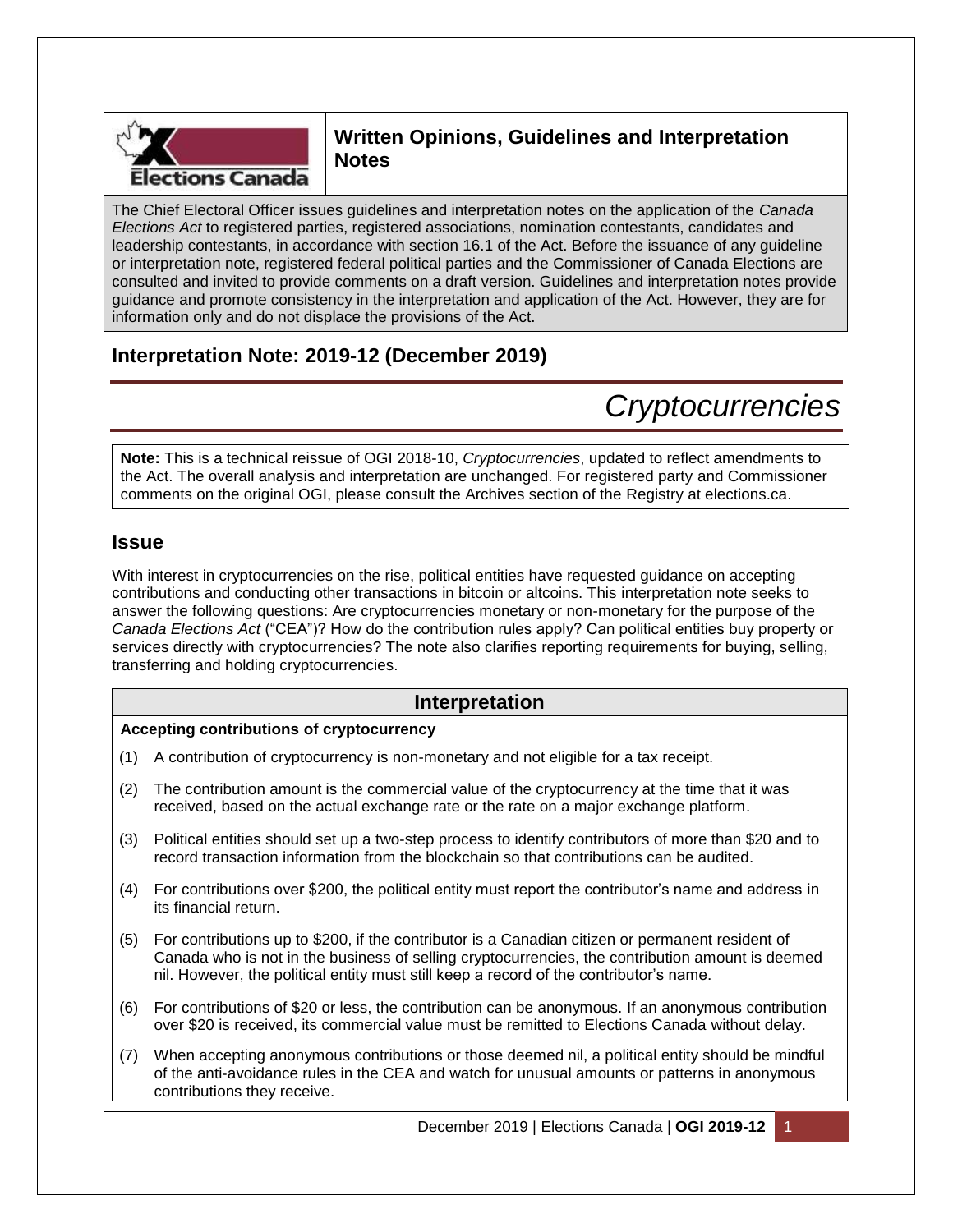**Written Opinions, Guidelines and Interpretation Notes**

The Chief Electoral Officer issues guidelines and interpretation notes on the application of the *Canada Elections Act* to registered parties, registered associations, nomination contestants, candidates and leadership contestants, in accordance with section 16.1 of the Act. Before the issuance of any guideline or interpretation note, registered federal political parties and the Commissioner of Canada Elections are consulted and invited to provide comments on a draft version. Guidelines and interpretation notes provide guidance and promote consistency in the interpretation and application of the Act. However, they are for information only and do not displace the provisions of the Act.

## Interpretation Note: 2019-12 (December 2019)

# *Cryptocurrencies*

**Note:** This is a technical reissue of OGI 2018-10, *Cryptocurrencies*, updated to reflect amendments to the Act. The overall analysis and interpretation are unchanged. For registered party and Commissioner comments on the original OGI, please consult the Archives section of the Registry at elections.ca.

## Issue

With interest in cryptocurrencies on the rise, political entities have requested guidance on accepting contributions and conducting other transactions in bitcoin or altcoins. This interpretation note seeks to answer the following questions: Are cryptocurrencies monetary or non-monetary for the purpose of the *Canada Elections Act* ("CEA")? How do the contribution rules apply? Can political entities buy property or services directly with cryptocurrencies? The note also clarifies reporting requirements for buying, selling, transferring and holding cryptocurrencies.

## Interpretation

**Accepting contributions of cryptocurrency**

(1) A contribution of cryptocurrency is non-monetary and not eligible for a tax receipt.

(2) The contribution amount is the commercial value of the cryptocurrency at the time that it was received, based on the actual exchange rate or the rate on a major exchange platform.

(3) Political entities should set up a two-step process to identify contributors of more than \$20 and to record transaction information from the blockchain so that contributions can be audited.

(4) For contributions over \$200, the political entity must report the contributor's name and address in its financial return.

(5) For contributions up to \$200, if the contributor is a Canadian citizen or permanent resident of Canada who is not in the business of selling cryptocurrencies, the contribution amount is deemed nil. However, the political entity must still keep a record of the contributor's name.

(6) For contributions of \$20 or less, the contribution can be anonymous. If an anonymous contribution over \$20 is received, its commercial value must be remitted to Elections Canada without delay.

(7) When accepting anonymous contributions or those deemed nil, a political entity should be mindful of the anti-avoidance rules in the CEA and watch for unusual amounts or patterns in anonymous contributions they receive.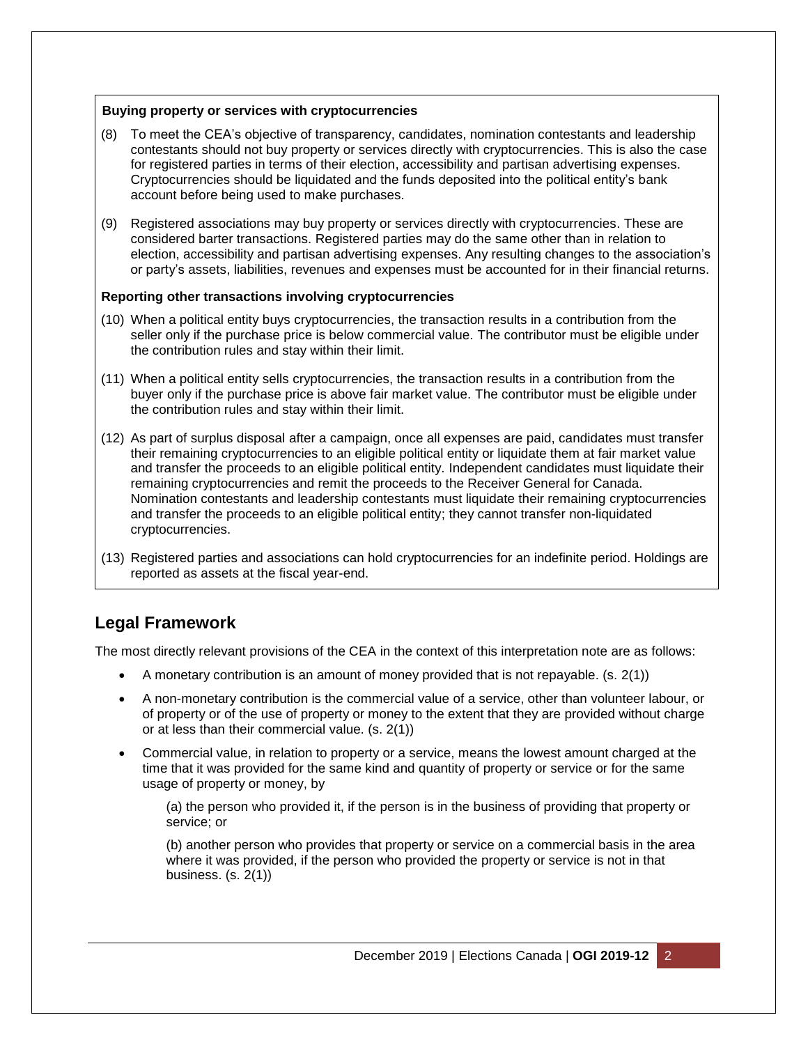**Buying property or services with cryptocurrencies**

(8) To meet the CEA's objective of transparency, candidates, nomination contestants and leadership contestants should not buy property or services directly with cryptocurrencies. This is also the case for registered parties in terms of their election, accessibility and partisan advertising expenses. Cryptocurrencies should be liquidated and the funds deposited into the political entity's bank account before being used to make purchases.

(9) Registered associations may buy property or services directly with cryptocurrencies. These are considered barter transactions. Registered parties may do the same other than in relation to election, accessibility and partisan advertising expenses. Any resulting changes to the association's or party's assets, liabilities, revenues and expenses must be accounted for in their financial returns.

**Reporting other transactions involving cryptocurrencies**

(10) When a political entity buys cryptocurrencies, the transaction results in a contribution from the seller only if the purchase price is below commercial value. The contributor must be eligible under the contribution rules and stay within their limit.

(11) When a political entity sells cryptocurrencies, the transaction results in a contribution from the buyer only if the purchase price is above fair market value. The contributor must be eligible under the contribution rules and stay within their limit.

(12) As part of surplus disposal after a campaign, once all expenses are paid, candidates must transfer their remaining cryptocurrencies to an eligible political entity or liquidate them at fair market value and transfer the proceeds to an eligible political entity. Independent candidates must liquidate their remaining cryptocurrencies and remit the proceeds to the Receiver General for Canada. Nomination contestants and leadership contestants must liquidate their remaining cryptocurrencies and transfer the proceeds to an eligible political entity; they cannot transfer non-liquidated cryptocurrencies.

(13) Registered parties and associations can hold cryptocurrencies for an indefinite period. Holdings are reported as assets at the fiscal year-end.

## Legal Framework

The most directly relevant provisions of the CEA in the context of this interpretation note are as follows:

- A monetary contribution is an amount of money provided that is not repayable. (s. 2(1))
- A non-monetary contribution is the commercial value of a service, other than volunteer labour, or of property or of the use of property or money to the extent that they are provided without charge or at less than their commercial value. (s. 2(1))
- Commercial value, in relation to property or a service, means the lowest amount charged at the time that it was provided for the same kind and quantity of property or service or for the same usage of property or money, by

  (a) the person who provided it, if the person is in the business of providing that property or service; or

  (b) another person who provides that property or service on a commercial basis in the area where it was provided, if the person who provided the property or service is not in that business. (s. 2(1))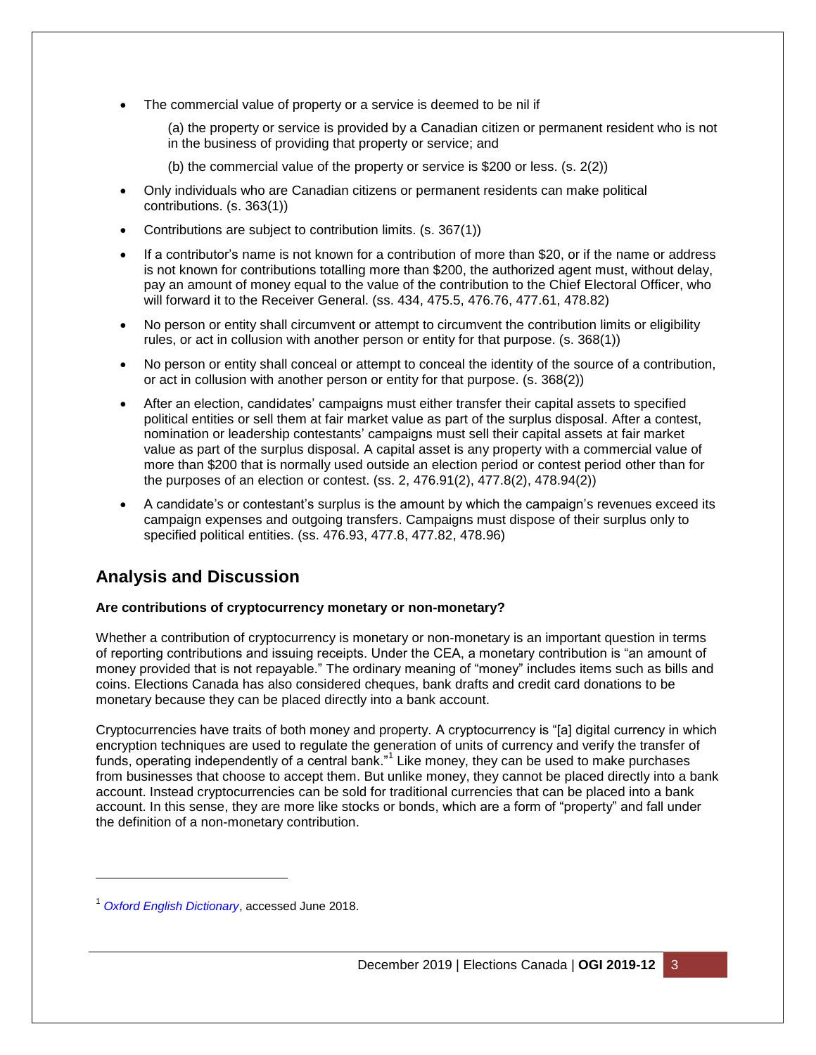- The commercial value of property or a service is deemed to be nil if

  (a) the property or service is provided by a Canadian citizen or permanent resident who is not in the business of providing that property or service; and

  (b) the commercial value of the property or service is $200 or less. (s. 2(2))

- Only individuals who are Canadian citizens or permanent residents can make political contributions. (s. 363(1))
- Contributions are subject to contribution limits. (s. 367(1))
- If a contributor's name is not known for a contribution of more than $20, or if the name or address is not known for contributions totalling more than $200, the authorized agent must, without delay, pay an amount of money equal to the value of the contribution to the Chief Electoral Officer, who will forward it to the Receiver General. (ss. 434, 475.5, 476.76, 477.61, 478.82)
- No person or entity shall circumvent or attempt to circumvent the contribution limits or eligibility rules, or act in collusion with another person or entity for that purpose. (s. 368(1))
- No person or entity shall conceal or attempt to conceal the identity of the source of a contribution, or act in collusion with another person or entity for that purpose. (s. 368(2))
- After an election, candidates' campaigns must either transfer their capital assets to specified political entities or sell them at fair market value as part of the surplus disposal. After a contest, nomination or leadership contestants' campaigns must sell their capital assets at fair market value as part of the surplus disposal. A capital asset is any property with a commercial value of more than $200 that is normally used outside an election period or contest period other than for the purposes of an election or contest. (ss. 2, 476.91(2), 477.8(2), 478.94(2))
- A candidate's or contestant's surplus is the amount by which the campaign's revenues exceed its campaign expenses and outgoing transfers. Campaigns must dispose of their surplus only to specified political entities. (ss. 476.93, 477.8, 477.82, 478.96)

## Analysis and Discussion

**Are contributions of cryptocurrency monetary or non-monetary?**

Whether a contribution of cryptocurrency is monetary or non-monetary is an important question in terms of reporting contributions and issuing receipts. Under the CEA, a monetary contribution is "an amount of money provided that is not repayable." The ordinary meaning of "money" includes items such as bills and coins. Elections Canada has also considered cheques, bank drafts and credit card donations to be monetary because they can be placed directly into a bank account.

Cryptocurrencies have traits of both money and property. A cryptocurrency is "[a] digital currency in which encryption techniques are used to regulate the generation of units of currency and verify the transfer of funds, operating independently of a central bank."[1] Like money, they can be used to make purchases from businesses that choose to accept them. But unlike money, they cannot be placed directly into a bank account. Instead cryptocurrencies can be sold for traditional currencies that can be placed into a bank account. In this sense, they are more like stocks or bonds, which are a form of "property" and fall under the definition of a non-monetary contribution.

---

[1] *Oxford English Dictionary*, accessed June 2018.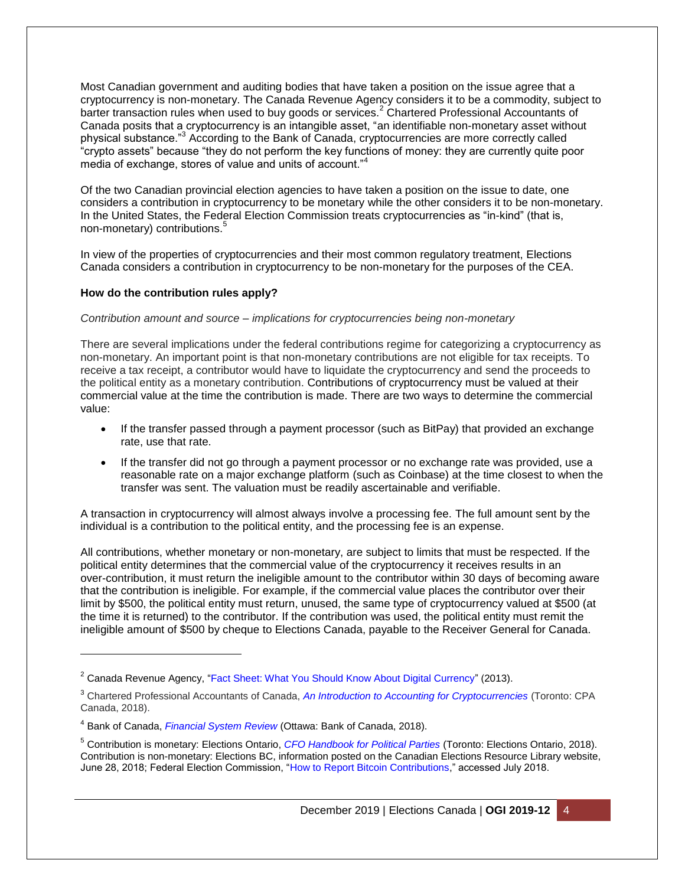Most Canadian government and auditing bodies that have taken a position on the issue agree that a cryptocurrency is non-monetary. The Canada Revenue Agency considers it to be a commodity, subject to barter transaction rules when used to buy goods or services.[2] Chartered Professional Accountants of Canada posits that a cryptocurrency is an intangible asset, "an identifiable non-monetary asset without physical substance."[3] According to the Bank of Canada, cryptocurrencies are more correctly called "crypto assets" because "they do not perform the key functions of money: they are currently quite poor media of exchange, stores of value and units of account."[4]

Of the two Canadian provincial election agencies to have taken a position on the issue to date, one considers a contribution in cryptocurrency to be monetary while the other considers it to be non-monetary. In the United States, the Federal Election Commission treats cryptocurrencies as "in-kind" (that is, non-monetary) contributions.[5]

In view of the properties of cryptocurrencies and their most common regulatory treatment, Elections Canada considers a contribution in cryptocurrency to be non-monetary for the purposes of the CEA.

**How do the contribution rules apply?**

*Contribution amount and source – implications for cryptocurrencies being non-monetary*

There are several implications under the federal contributions regime for categorizing a cryptocurrency as non-monetary. An important point is that non-monetary contributions are not eligible for tax receipts. To receive a tax receipt, a contributor would have to liquidate the cryptocurrency and send the proceeds to the political entity as a monetary contribution. Contributions of cryptocurrency must be valued at their commercial value at the time the contribution is made. There are two ways to determine the commercial value:

- If the transfer passed through a payment processor (such as BitPay) that provided an exchange rate, use that rate.
- If the transfer did not go through a payment processor or no exchange rate was provided, use a reasonable rate on a major exchange platform (such as Coinbase) at the time closest to when the transfer was sent. The valuation must be readily ascertainable and verifiable.

A transaction in cryptocurrency will almost always involve a processing fee. The full amount sent by the individual is a contribution to the political entity, and the processing fee is an expense.

All contributions, whether monetary or non-monetary, are subject to limits that must be respected. If the political entity determines that the commercial value of the cryptocurrency it receives results in an over-contribution, it must return the ineligible amount to the contributor within 30 days of becoming aware that the contribution is ineligible. For example, if the commercial value places the contributor over their limit by $500, the political entity must return, unused, the same type of cryptocurrency valued at $500 (at the time it is returned) to the contributor. If the contribution was used, the political entity must remit the ineligible amount of $500 by cheque to Elections Canada, payable to the Receiver General for Canada.

---

[2] Canada Revenue Agency, "Fact Sheet: What You Should Know About Digital Currency" (2013).

[3] Chartered Professional Accountants of Canada, *An Introduction to Accounting for Cryptocurrencies* (Toronto: CPA Canada, 2018).

[4] Bank of Canada, *Financial System Review* (Ottawa: Bank of Canada, 2018).

[5] Contribution is monetary: Elections Ontario, *CFO Handbook for Political Parties* (Toronto: Elections Ontario, 2018). Contribution is non-monetary: Elections BC, information posted on the Canadian Elections Resource Library website, June 28, 2018; Federal Election Commission, "How to Report Bitcoin Contributions," accessed July 2018.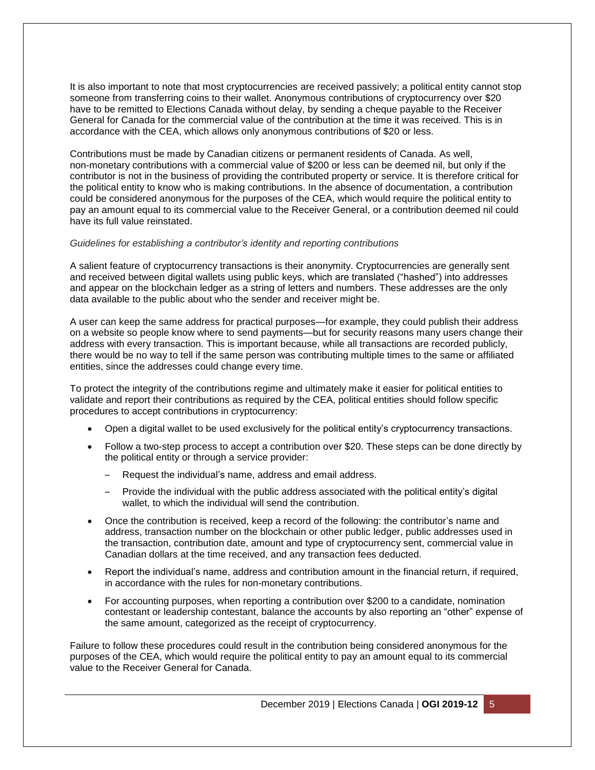It is also important to note that most cryptocurrencies are received passively; a political entity cannot stop someone from transferring coins to their wallet. Anonymous contributions of cryptocurrency over $20 have to be remitted to Elections Canada without delay, by sending a cheque payable to the Receiver General for Canada for the commercial value of the contribution at the time it was received. This is in accordance with the CEA, which allows only anonymous contributions of $20 or less.

Contributions must be made by Canadian citizens or permanent residents of Canada. As well, non-monetary contributions with a commercial value of $200 or less can be deemed nil, but only if the contributor is not in the business of providing the contributed property or service. It is therefore critical for the political entity to know who is making contributions. In the absence of documentation, a contribution could be considered anonymous for the purposes of the CEA, which would require the political entity to pay an amount equal to its commercial value to the Receiver General, or a contribution deemed nil could have its full value reinstated.

*Guidelines for establishing a contributor's identity and reporting contributions*

A salient feature of cryptocurrency transactions is their anonymity. Cryptocurrencies are generally sent and received between digital wallets using public keys, which are translated ("hashed") into addresses and appear on the blockchain ledger as a string of letters and numbers. These addresses are the only data available to the public about who the sender and receiver might be.

A user can keep the same address for practical purposes—for example, they could publish their address on a website so people know where to send payments—but for security reasons many users change their address with every transaction. This is important because, while all transactions are recorded publicly, there would be no way to tell if the same person was contributing multiple times to the same or affiliated entities, since the addresses could change every time.

To protect the integrity of the contributions regime and ultimately make it easier for political entities to validate and report their contributions as required by the CEA, political entities should follow specific procedures to accept contributions in cryptocurrency:

- Open a digital wallet to be used exclusively for the political entity's cryptocurrency transactions.
- Follow a two-step process to accept a contribution over $20. These steps can be done directly by the political entity or through a service provider:
  - Request the individual's name, address and email address.
  - Provide the individual with the public address associated with the political entity's digital wallet, to which the individual will send the contribution.
- Once the contribution is received, keep a record of the following: the contributor's name and address, transaction number on the blockchain or other public ledger, public addresses used in the transaction, contribution date, amount and type of cryptocurrency sent, commercial value in Canadian dollars at the time received, and any transaction fees deducted.
- Report the individual's name, address and contribution amount in the financial return, if required, in accordance with the rules for non-monetary contributions.
- For accounting purposes, when reporting a contribution over $200 to a candidate, nomination contestant or leadership contestant, balance the accounts by also reporting an "other" expense of the same amount, categorized as the receipt of cryptocurrency.

Failure to follow these procedures could result in the contribution being considered anonymous for the purposes of the CEA, which would require the political entity to pay an amount equal to its commercial value to the Receiver General for Canada.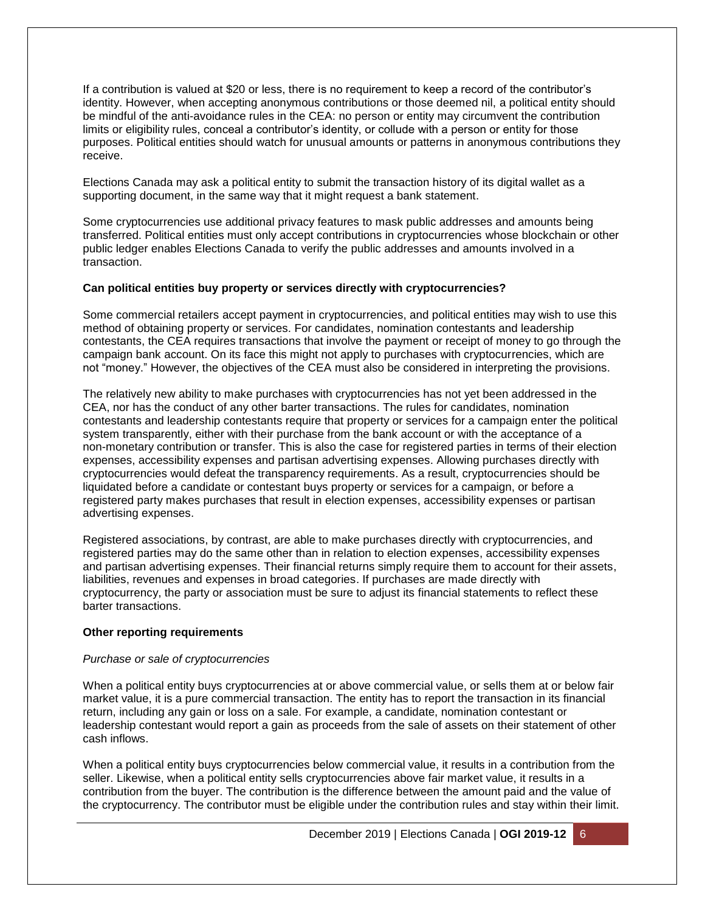If a contribution is valued at $20 or less, there is no requirement to keep a record of the contributor's identity. However, when accepting anonymous contributions or those deemed nil, a political entity should be mindful of the anti-avoidance rules in the CEA: no person or entity may circumvent the contribution limits or eligibility rules, conceal a contributor's identity, or collude with a person or entity for those purposes. Political entities should watch for unusual amounts or patterns in anonymous contributions they receive.

Elections Canada may ask a political entity to submit the transaction history of its digital wallet as a supporting document, in the same way that it might request a bank statement.

Some cryptocurrencies use additional privacy features to mask public addresses and amounts being transferred. Political entities must only accept contributions in cryptocurrencies whose blockchain or other public ledger enables Elections Canada to verify the public addresses and amounts involved in a transaction.

**Can political entities buy property or services directly with cryptocurrencies?**

Some commercial retailers accept payment in cryptocurrencies, and political entities may wish to use this method of obtaining property or services. For candidates, nomination contestants and leadership contestants, the CEA requires transactions that involve the payment or receipt of money to go through the campaign bank account. On its face this might not apply to purchases with cryptocurrencies, which are not "money." However, the objectives of the CEA must also be considered in interpreting the provisions.

The relatively new ability to make purchases with cryptocurrencies has not yet been addressed in the CEA, nor has the conduct of any other barter transactions. The rules for candidates, nomination contestants and leadership contestants require that property or services for a campaign enter the political system transparently, either with their purchase from the bank account or with the acceptance of a non-monetary contribution or transfer. This is also the case for registered parties in terms of their election expenses, accessibility expenses and partisan advertising expenses. Allowing purchases directly with cryptocurrencies would defeat the transparency requirements. As a result, cryptocurrencies should be liquidated before a candidate or contestant buys property or services for a campaign, or before a registered party makes purchases that result in election expenses, accessibility expenses or partisan advertising expenses.

Registered associations, by contrast, are able to make purchases directly with cryptocurrencies, and registered parties may do the same other than in relation to election expenses, accessibility expenses and partisan advertising expenses. Their financial returns simply require them to account for their assets, liabilities, revenues and expenses in broad categories. If purchases are made directly with cryptocurrency, the party or association must be sure to adjust its financial statements to reflect these barter transactions.

**Other reporting requirements**

*Purchase or sale of cryptocurrencies*

When a political entity buys cryptocurrencies at or above commercial value, or sells them at or below fair market value, it is a pure commercial transaction. The entity has to report the transaction in its financial return, including any gain or loss on a sale. For example, a candidate, nomination contestant or leadership contestant would report a gain as proceeds from the sale of assets on their statement of other cash inflows.

When a political entity buys cryptocurrencies below commercial value, it results in a contribution from the seller. Likewise, when a political entity sells cryptocurrencies above fair market value, it results in a contribution from the buyer. The contribution is the difference between the amount paid and the value of the cryptocurrency. The contributor must be eligible under the contribution rules and stay within their limit.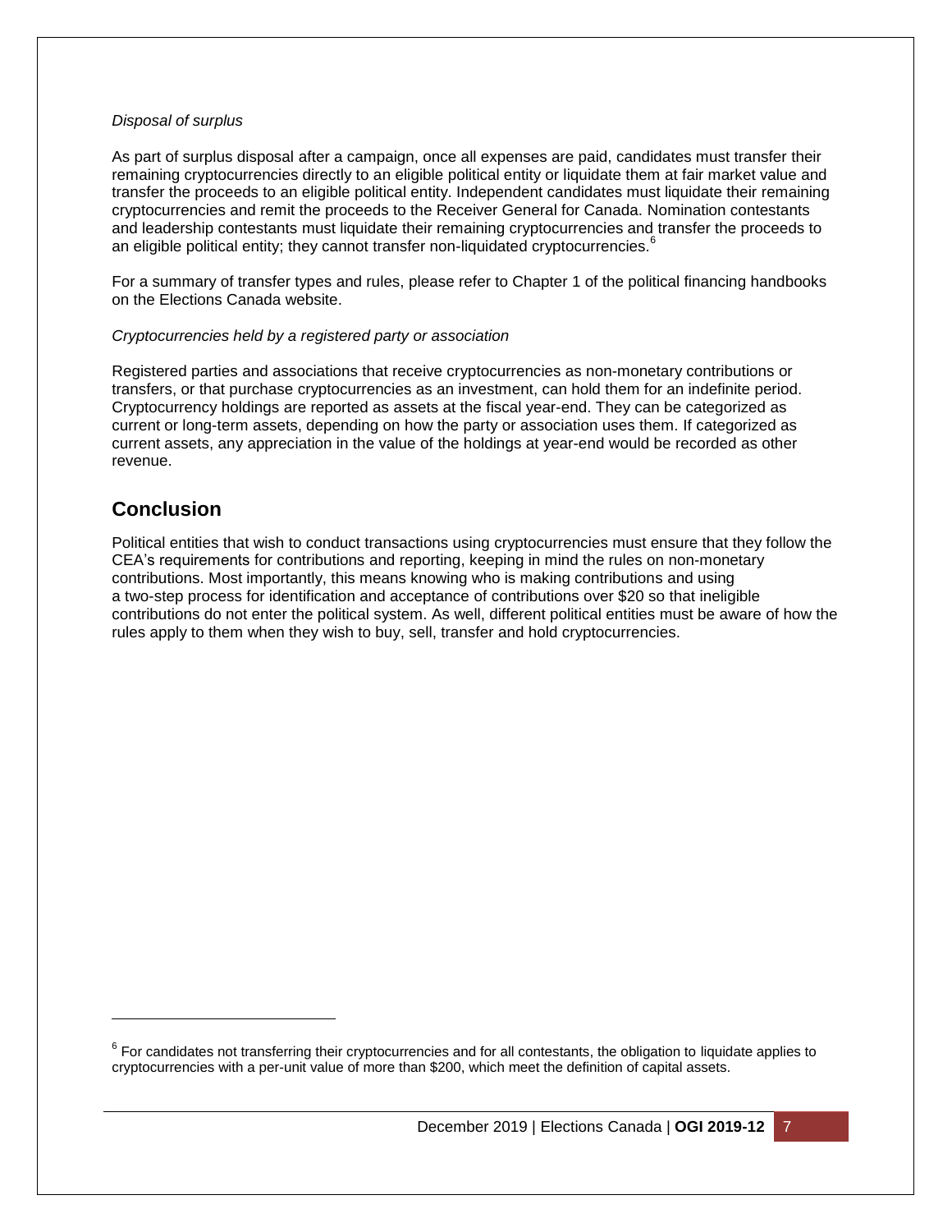*Disposal of surplus*

As part of surplus disposal after a campaign, once all expenses are paid, candidates must transfer their remaining cryptocurrencies directly to an eligible political entity or liquidate them at fair market value and transfer the proceeds to an eligible political entity. Independent candidates must liquidate their remaining cryptocurrencies and remit the proceeds to the Receiver General for Canada. Nomination contestants and leadership contestants must liquidate their remaining cryptocurrencies and transfer the proceeds to an eligible political entity; they cannot transfer non-liquidated cryptocurrencies.[6]

For a summary of transfer types and rules, please refer to Chapter 1 of the political financing handbooks on the Elections Canada website.

*Cryptocurrencies held by a registered party or association*

Registered parties and associations that receive cryptocurrencies as non-monetary contributions or transfers, or that purchase cryptocurrencies as an investment, can hold them for an indefinite period. Cryptocurrency holdings are reported as assets at the fiscal year-end. They can be categorized as current or long-term assets, depending on how the party or association uses them. If categorized as current assets, any appreciation in the value of the holdings at year-end would be recorded as other revenue.

## Conclusion

Political entities that wish to conduct transactions using cryptocurrencies must ensure that they follow the CEA's requirements for contributions and reporting, keeping in mind the rules on non-monetary contributions. Most importantly, this means knowing who is making contributions and using a two-step process for identification and acceptance of contributions over $20 so that ineligible contributions do not enter the political system. As well, different political entities must be aware of how the rules apply to them when they wish to buy, sell, transfer and hold cryptocurrencies.

---

[6] For candidates not transferring their cryptocurrencies and for all contestants, the obligation to liquidate applies to cryptocurrencies with a per-unit value of more than $200, which meet the definition of capital assets.